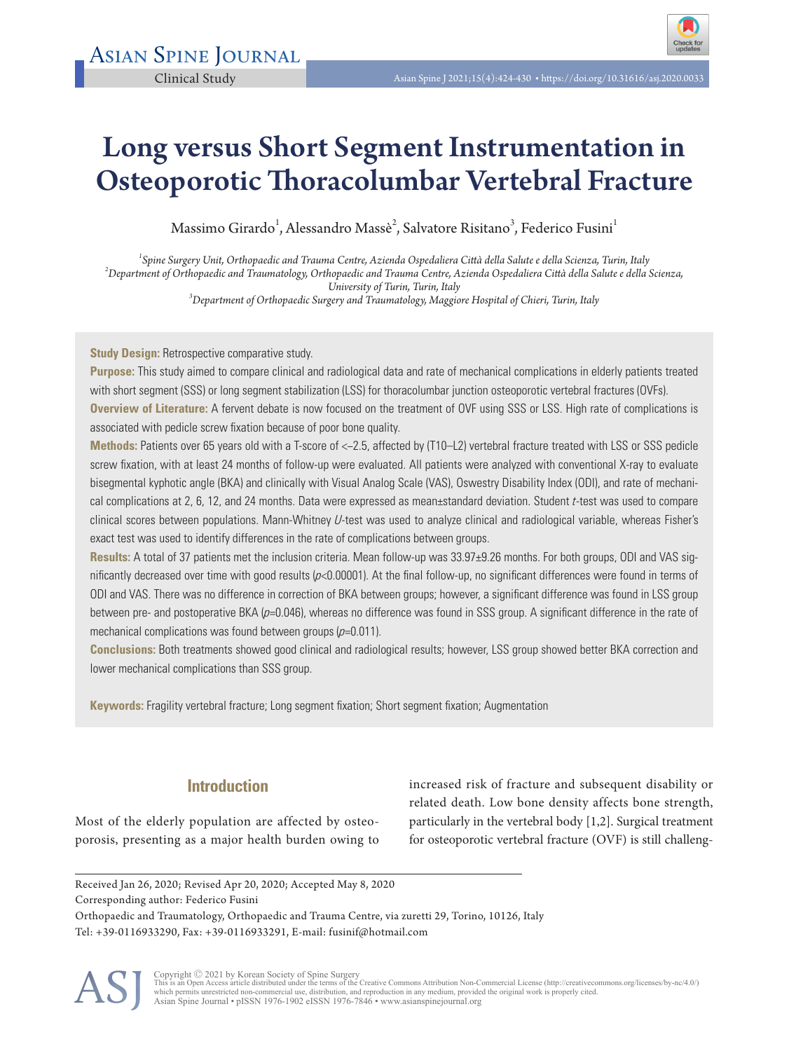# Long versus Short Segment Instrumentation in Osteoporotic Thoracolumbar Vertebral Fracture

Massimo Girardo[1], Alessandro Massè[2], Salvatore Risitano[3], Federico Fusini[1]

[1]*Spine Surgery Unit, Orthopaedic and Trauma Centre, Azienda Ospedaliera Città della Salute e della Scienza, Turin, Italy*
[2]*Department of Orthopaedic and Traumatology, Orthopaedic and Trauma Centre, Azienda Ospedaliera Città della Salute e della Scienza, University of Turin, Turin, Italy*
[3]*Department of Orthopaedic Surgery and Traumatology, Maggiore Hospital of Chieri, Turin, Italy*

**Study Design:** Retrospective comparative study.

**Purpose:** This study aimed to compare clinical and radiological data and rate of mechanical complications in elderly patients treated with short segment (SSS) or long segment stabilization (LSS) for thoracolumbar junction osteoporotic vertebral fractures (OVFs).

**Overview of Literature:** A fervent debate is now focused on the treatment of OVF using SSS or LSS. High rate of complications is associated with pedicle screw fixation because of poor bone quality.

**Methods:** Patients over 65 years old with a T-score of <–2.5, affected by (T10–L2) vertebral fracture treated with LSS or SSS pedicle screw fixation, with at least 24 months of follow-up were evaluated. All patients were analyzed with conventional X-ray to evaluate bisegmental kyphotic angle (BKA) and clinically with Visual Analog Scale (VAS), Oswestry Disability Index (ODI), and rate of mechanical complications at 2, 6, 12, and 24 months. Data were expressed as mean±standard deviation. Student *t*-test was used to compare clinical scores between populations. Mann-Whitney *U*-test was used to analyze clinical and radiological variable, whereas Fisher's exact test was used to identify differences in the rate of complications between groups.

**Results:** A total of 37 patients met the inclusion criteria. Mean follow-up was 33.97±9.26 months. For both groups, ODI and VAS significantly decreased over time with good results ($p$<0.00001). At the final follow-up, no significant differences were found in terms of ODI and VAS. There was no difference in correction of BKA between groups; however, a significant difference was found in LSS group between pre- and postoperative BKA ($p$=0.046), whereas no difference was found in SSS group. A significant difference in the rate of mechanical complications was found between groups ($p$=0.011).

**Conclusions:** Both treatments showed good clinical and radiological results; however, LSS group showed better BKA correction and lower mechanical complications than SSS group.

**Keywords:** Fragility vertebral fracture; Long segment fixation; Short segment fixation; Augmentation

## Introduction

Most of the elderly population are affected by osteoporosis, presenting as a major health burden owing to increased risk of fracture and subsequent disability or related death. Low bone density affects bone strength, particularly in the vertebral body [1,2]. Surgical treatment for osteoporotic vertebral fracture (OVF) is still challeng-

Received Jan 26, 2020; Revised Apr 20, 2020; Accepted May 8, 2020
Corresponding author: Federico Fusini
Orthopaedic and Traumatology, Orthopaedic and Trauma Centre, via zuretti 29, Torino, 10126, Italy
Tel: +39-0116933290, Fax: +39-0116933291, E-mail: fusinif@hotmail.com

Copyright © 2021 by Korean Society of Spine Surgery
This is an Open Access article distributed under the terms of the Creative Commons Attribution Non-Commercial License (http://creativecommons.org/licenses/by-nc/4.0/) which permits unrestricted non-commercial use, distribution, and reproduction in any medium, provided the original work is properly cited.
Asian Spine Journal • pISSN 1976-1902 eISSN 1976-7846 • www.asianspinejournal.org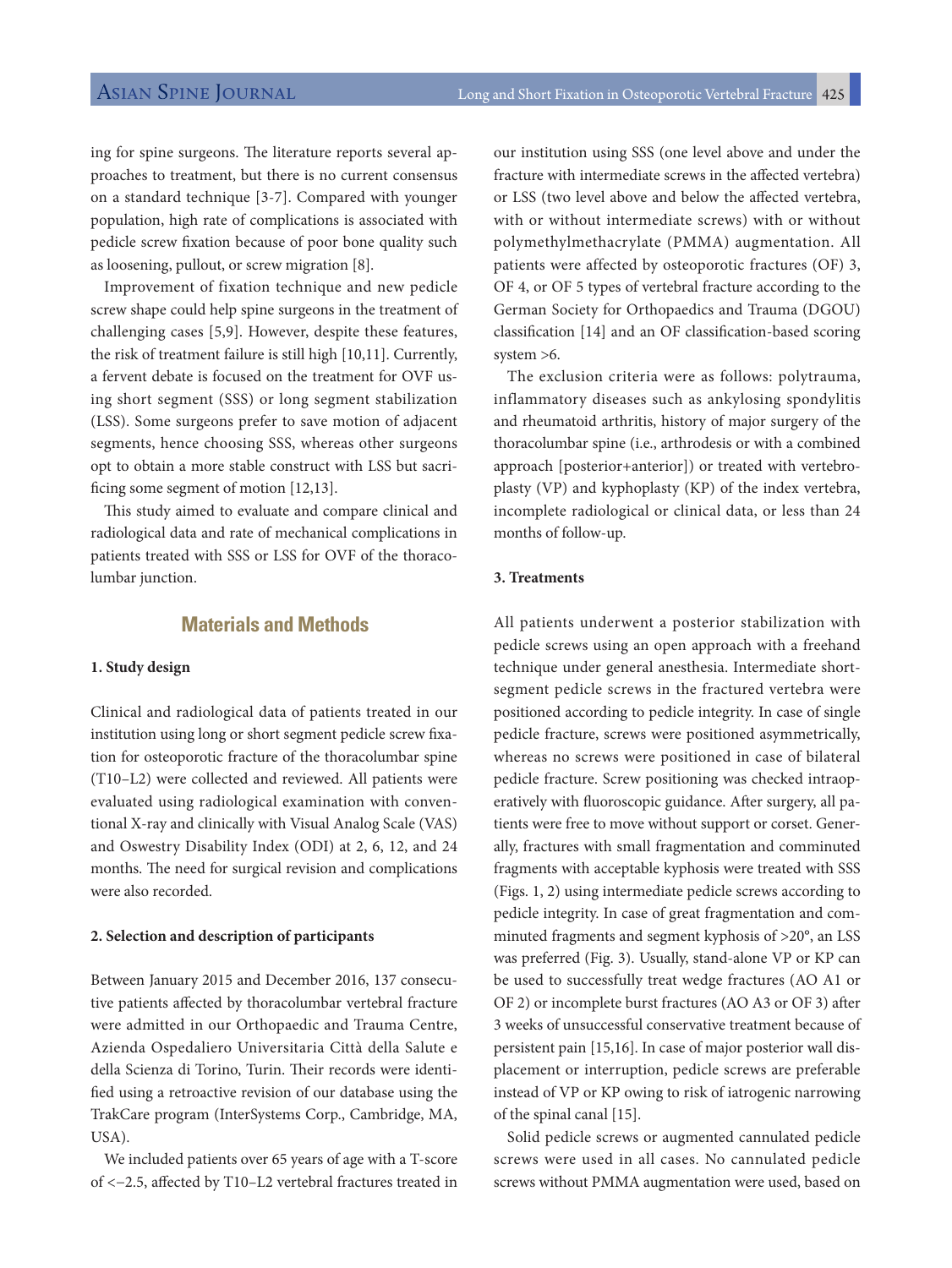ing for spine surgeons. The literature reports several approaches to treatment, but there is no current consensus on a standard technique [3-7]. Compared with younger population, high rate of complications is associated with pedicle screw fixation because of poor bone quality such as loosening, pullout, or screw migration [8].

Improvement of fixation technique and new pedicle screw shape could help spine surgeons in the treatment of challenging cases [5,9]. However, despite these features, the risk of treatment failure is still high [10,11]. Currently, a fervent debate is focused on the treatment for OVF using short segment (SSS) or long segment stabilization (LSS). Some surgeons prefer to save motion of adjacent segments, hence choosing SSS, whereas other surgeons opt to obtain a more stable construct with LSS but sacrificing some segment of motion [12,13].

This study aimed to evaluate and compare clinical and radiological data and rate of mechanical complications in patients treated with SSS or LSS for OVF of the thoracolumbar junction.

## Materials and Methods

### 1. Study design

Clinical and radiological data of patients treated in our institution using long or short segment pedicle screw fixation for osteoporotic fracture of the thoracolumbar spine (T10–L2) were collected and reviewed. All patients were evaluated using radiological examination with conventional X-ray and clinically with Visual Analog Scale (VAS) and Oswestry Disability Index (ODI) at 2, 6, 12, and 24 months. The need for surgical revision and complications were also recorded.

### 2. Selection and description of participants

Between January 2015 and December 2016, 137 consecutive patients affected by thoracolumbar vertebral fracture were admitted in our Orthopaedic and Trauma Centre, Azienda Ospedaliero Universitaria Città della Salute e della Scienza di Torino, Turin. Their records were identified using a retroactive revision of our database using the TrakCare program (InterSystems Corp., Cambridge, MA, USA).

We included patients over 65 years of age with a T-score of <−2.5, affected by T10–L2 vertebral fractures treated in our institution using SSS (one level above and under the fracture with intermediate screws in the affected vertebra) or LSS (two level above and below the affected vertebra, with or without intermediate screws) with or without polymethylmethacrylate (PMMA) augmentation. All patients were affected by osteoporotic fractures (OF) 3, OF 4, or OF 5 types of vertebral fracture according to the German Society for Orthopaedics and Trauma (DGOU) classification [14] and an OF classification-based scoring system >6.

The exclusion criteria were as follows: polytrauma, inflammatory diseases such as ankylosing spondylitis and rheumatoid arthritis, history of major surgery of the thoracolumbar spine (i.e., arthrodesis or with a combined approach [posterior+anterior]) or treated with vertebroplasty (VP) and kyphoplasty (KP) of the index vertebra, incomplete radiological or clinical data, or less than 24 months of follow-up.

### 3. Treatments

All patients underwent a posterior stabilization with pedicle screws using an open approach with a freehand technique under general anesthesia. Intermediate short-segment pedicle screws in the fractured vertebra were positioned according to pedicle integrity. In case of single pedicle fracture, screws were positioned asymmetrically, whereas no screws were positioned in case of bilateral pedicle fracture. Screw positioning was checked intraoperatively with fluoroscopic guidance. After surgery, all patients were free to move without support or corset. Generally, fractures with small fragmentation and comminuted fragments with acceptable kyphosis were treated with SSS (Figs. 1, 2) using intermediate pedicle screws according to pedicle integrity. In case of great fragmentation and comminuted fragments and segment kyphosis of >20°, an LSS was preferred (Fig. 3). Usually, stand-alone VP or KP can be used to successfully treat wedge fractures (AO A1 or OF 2) or incomplete burst fractures (AO A3 or OF 3) after 3 weeks of unsuccessful conservative treatment because of persistent pain [15,16]. In case of major posterior wall displacement or interruption, pedicle screws are preferable instead of VP or KP owing to risk of iatrogenic narrowing of the spinal canal [15].

Solid pedicle screws or augmented cannulated pedicle screws were used in all cases. No cannulated pedicle screws without PMMA augmentation were used, based on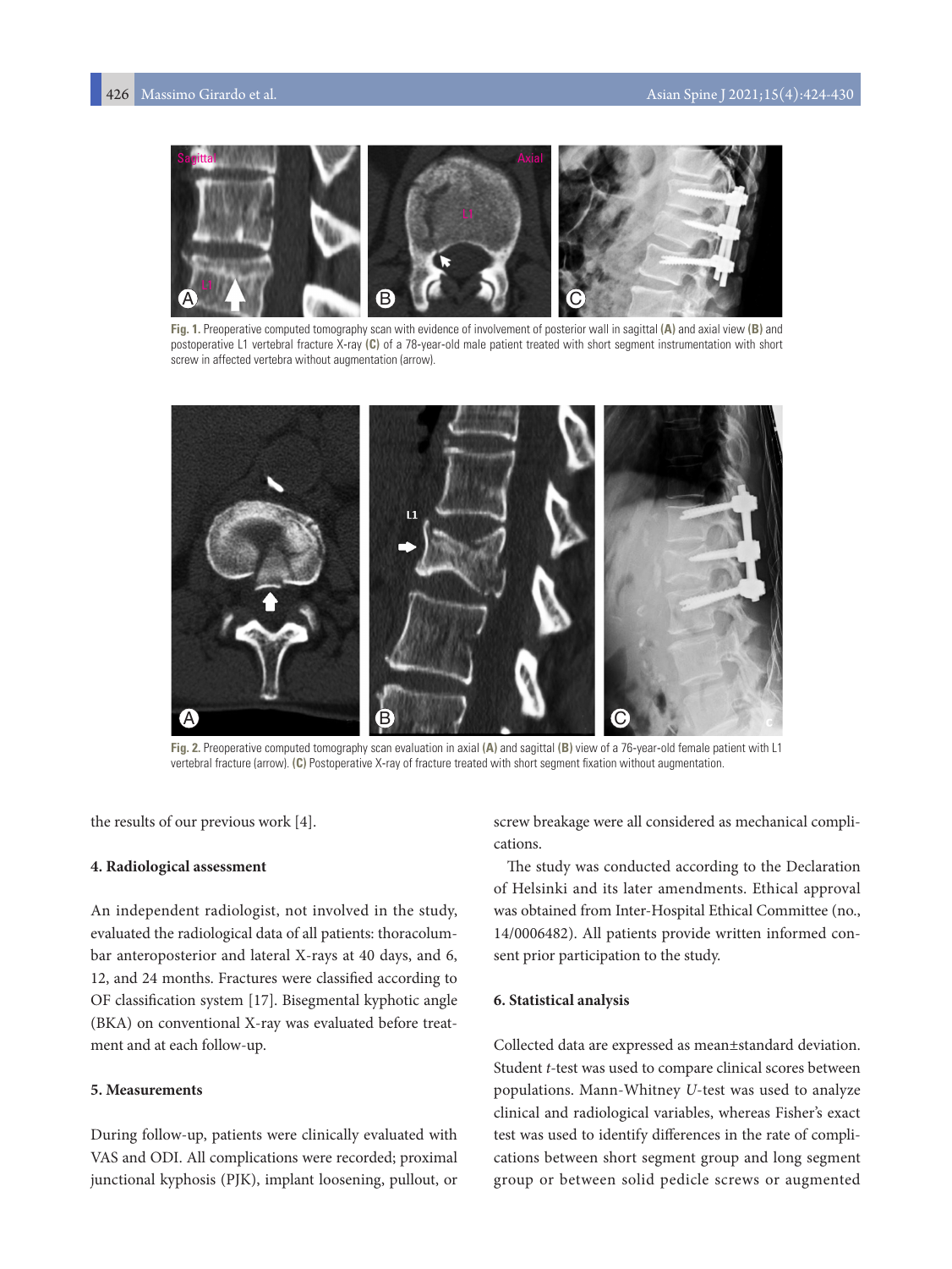Fig. 1. Preoperative computed tomography scan with evidence of involvement of posterior wall in sagittal (A) and axial view (B) and postoperative L1 vertebral fracture X-ray (C) of a 78-year-old male patient treated with short segment instrumentation with short screw in affected vertebra without augmentation (arrow).

Fig. 2. Preoperative computed tomography scan evaluation in axial (A) and sagittal (B) view of a 76-year-old female patient with L1 vertebral fracture (arrow). (C) Postoperative X-ray of fracture treated with short segment fixation without augmentation.

the results of our previous work [4].

#### 4. Radiological assessment

An independent radiologist, not involved in the study, evaluated the radiological data of all patients: thoracolumbar anteroposterior and lateral X-rays at 40 days, and 6, 12, and 24 months. Fractures were classified according to OF classification system [17]. Bisegmental kyphotic angle (BKA) on conventional X-ray was evaluated before treatment and at each follow-up.

#### 5. Measurements

During follow-up, patients were clinically evaluated with VAS and ODI. All complications were recorded; proximal junctional kyphosis (PJK), implant loosening, pullout, or screw breakage were all considered as mechanical complications.

The study was conducted according to the Declaration of Helsinki and its later amendments. Ethical approval was obtained from Inter-Hospital Ethical Committee (no., 14/0006482). All patients provide written informed consent prior participation to the study.

#### 6. Statistical analysis

Collected data are expressed as mean±standard deviation. Student *t*-test was used to compare clinical scores between populations. Mann-Whitney *U*-test was used to analyze clinical and radiological variables, whereas Fisher's exact test was used to identify differences in the rate of complications between short segment group and long segment group or between solid pedicle screws or augmented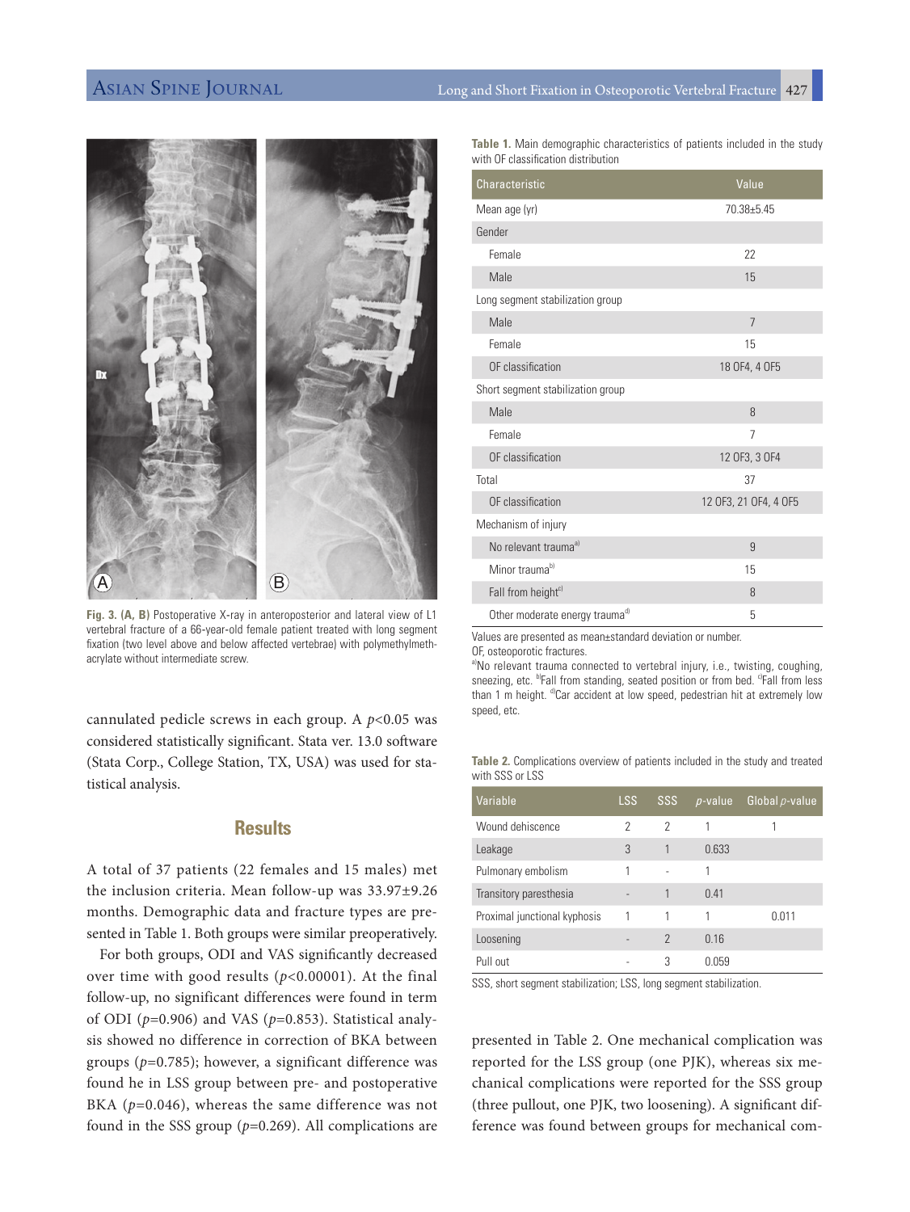Fig. 3. (A, B) Postoperative X-ray in anteroposterior and lateral view of L1 vertebral fracture of a 66-year-old female patient treated with long segment fixation (two level above and below affected vertebrae) with polymethylmethacrylate without intermediate screw.

cannulated pedicle screws in each group. A $p<0.05$ was considered statistically significant. Stata ver. 13.0 software (Stata Corp., College Station, TX, USA) was used for statistical analysis.

## Results

A total of 37 patients (22 females and 15 males) met the inclusion criteria. Mean follow-up was 33.97±9.26 months. Demographic data and fracture types are presented in Table 1. Both groups were similar preoperatively.

For both groups, ODI and VAS significantly decreased over time with good results ($p<0.00001$). At the final follow-up, no significant differences were found in term of ODI ($p=0.906$) and VAS ($p=0.853$). Statistical analysis showed no difference in correction of BKA between groups ($p=0.785$); however, a significant difference was found he in LSS group between pre- and postoperative BKA ($p=0.046$), whereas the same difference was not found in the SSS group ($p=0.269$). All complications are presented in Table 2. One mechanical complication was reported for the LSS group (one PJK), whereas six mechanical complications were reported for the SSS group (three pullout, one PJK, two loosening). A significant difference was found between groups for mechanical com-

**Table 1.** Main demographic characteristics of patients included in the study with OF classification distribution

| Characteristic | Value |
|---|---|
| Mean age (yr) | 70.38±5.45 |
| Gender | |
| Female | 22 |
| Male | 15 |
| Long segment stabilization group | |
| Male | 7 |
| Female | 15 |
| OF classification | 18 OF4, 4 OF5 |
| Short segment stabilization group | |
| Male | 8 |
| Female | 7 |
| OF classification | 12 OF3, 3 OF4 |
| Total | 37 |
| OF classification | 12 OF3, 21 OF4, 4 OF5 |
| Mechanism of injury | |
| No relevant trauma[a] | 9 |
| Minor trauma[b] | 15 |
| Fall from height[c] | 8 |
| Other moderate energy trauma[d] | 5 |

Values are presented as mean±standard deviation or number.
OF, osteoporotic fractures.
[a]No relevant trauma connected to vertebral injury, i.e., twisting, coughing, sneezing, etc. [b]Fall from standing, seated position or from bed. [c]Fall from less than 1 m height. [d]Car accident at low speed, pedestrian hit at extremely low speed, etc.

**Table 2.** Complications overview of patients included in the study and treated with SSS or LSS

| Variable | LSS | SSS | *p*-value | Global *p*-value |
|---|---|---|---|---|
| Wound dehiscence | 2 | 2 | 1 | 1 |
| Leakage | 3 | 1 | 0.633 | |
| Pulmonary embolism | 1 | - | 1 | |
| Transitory paresthesia | - | 1 | 0.41 | |
| Proximal junctional kyphosis | 1 | 1 | 1 | 0.011 |
| Loosening | - | 2 | 0.16 | |
| Pull out | - | 3 | 0.059 | |

SSS, short segment stabilization; LSS, long segment stabilization.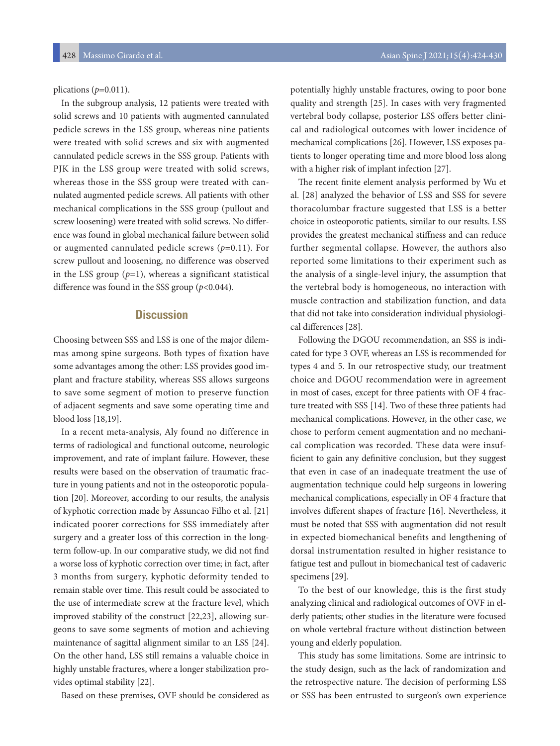plications ($p$=0.011).

In the subgroup analysis, 12 patients were treated with solid screws and 10 patients with augmented cannulated pedicle screws in the LSS group, whereas nine patients were treated with solid screws and six with augmented cannulated pedicle screws in the SSS group. Patients with PJK in the LSS group were treated with solid screws, whereas those in the SSS group were treated with cannulated augmented pedicle screws. All patients with other mechanical complications in the SSS group (pullout and screw loosening) were treated with solid screws. No difference was found in global mechanical failure between solid or augmented cannulated pedicle screws ($p$=0.11). For screw pullout and loosening, no difference was observed in the LSS group ($p$=1), whereas a significant statistical difference was found in the SSS group ($p$<0.044).

## Discussion

Choosing between SSS and LSS is one of the major dilemmas among spine surgeons. Both types of fixation have some advantages among the other: LSS provides good implant and fracture stability, whereas SSS allows surgeons to save some segment of motion to preserve function of adjacent segments and save some operating time and blood loss [18,19].

In a recent meta-analysis, Aly found no difference in terms of radiological and functional outcome, neurologic improvement, and rate of implant failure. However, these results were based on the observation of traumatic fracture in young patients and not in the osteoporotic population [20]. Moreover, according to our results, the analysis of kyphotic correction made by Assuncao Filho et al. [21] indicated poorer corrections for SSS immediately after surgery and a greater loss of this correction in the long-term follow-up. In our comparative study, we did not find a worse loss of kyphotic correction over time; in fact, after 3 months from surgery, kyphotic deformity tended to remain stable over time. This result could be associated to the use of intermediate screw at the fracture level, which improved stability of the construct [22,23], allowing surgeons to save some segments of motion and achieving maintenance of sagittal alignment similar to an LSS [24]. On the other hand, LSS still remains a valuable choice in highly unstable fractures, where a longer stabilization provides optimal stability [22].

Based on these premises, OVF should be considered as potentially highly unstable fractures, owing to poor bone quality and strength [25]. In cases with very fragmented vertebral body collapse, posterior LSS offers better clinical and radiological outcomes with lower incidence of mechanical complications [26]. However, LSS exposes patients to longer operating time and more blood loss along with a higher risk of implant infection [27].

The recent finite element analysis performed by Wu et al. [28] analyzed the behavior of LSS and SSS for severe thoracolumbar fracture suggested that LSS is a better choice in osteoporotic patients, similar to our results. LSS provides the greatest mechanical stiffness and can reduce further segmental collapse. However, the authors also reported some limitations to their experiment such as the analysis of a single-level injury, the assumption that the vertebral body is homogeneous, no interaction with muscle contraction and stabilization function, and data that did not take into consideration individual physiological differences [28].

Following the DGOU recommendation, an SSS is indicated for type 3 OVF, whereas an LSS is recommended for types 4 and 5. In our retrospective study, our treatment choice and DGOU recommendation were in agreement in most of cases, except for three patients with OF 4 fracture treated with SSS [14]. Two of these three patients had mechanical complications. However, in the other case, we chose to perform cement augmentation and no mechanical complication was recorded. These data were insufficient to gain any definitive conclusion, but they suggest that even in case of an inadequate treatment the use of augmentation technique could help surgeons in lowering mechanical complications, especially in OF 4 fracture that involves different shapes of fracture [16]. Nevertheless, it must be noted that SSS with augmentation did not result in expected biomechanical benefits and lengthening of dorsal instrumentation resulted in higher resistance to fatigue test and pullout in biomechanical test of cadaveric specimens [29].

To the best of our knowledge, this is the first study analyzing clinical and radiological outcomes of OVF in elderly patients; other studies in the literature were focused on whole vertebral fracture without distinction between young and elderly population.

This study has some limitations. Some are intrinsic to the study design, such as the lack of randomization and the retrospective nature. The decision of performing LSS or SSS has been entrusted to surgeon's own experience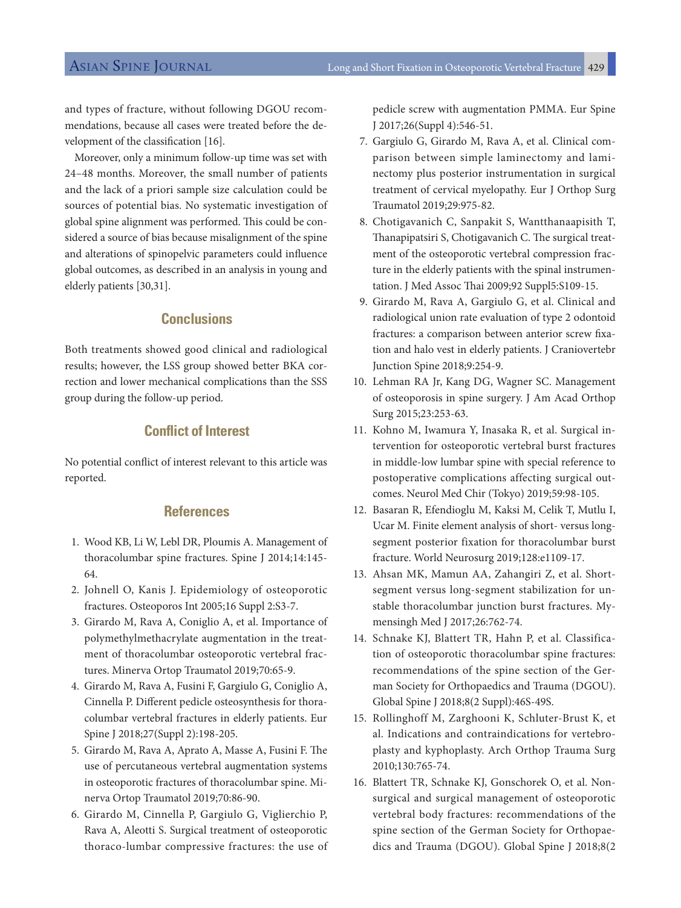and types of fracture, without following DGOU recommendations, because all cases were treated before the development of the classification [16].

Moreover, only a minimum follow-up time was set with 24–48 months. Moreover, the small number of patients and the lack of a priori sample size calculation could be sources of potential bias. No systematic investigation of global spine alignment was performed. This could be considered a source of bias because misalignment of the spine and alterations of spinopelvic parameters could influence global outcomes, as described in an analysis in young and elderly patients [30,31].

## Conclusions

Both treatments showed good clinical and radiological results; however, the LSS group showed better BKA correction and lower mechanical complications than the SSS group during the follow-up period.

## Conflict of Interest

No potential conflict of interest relevant to this article was reported.

## References

1. Wood KB, Li W, Lebl DR, Ploumis A. Management of thoracolumbar spine fractures. Spine J 2014;14:145-64.
2. Johnell O, Kanis J. Epidemiology of osteoporotic fractures. Osteoporos Int 2005;16 Suppl 2:S3-7.
3. Girardo M, Rava A, Coniglio A, et al. Importance of polymethylmethacrylate augmentation in the treatment of thoracolumbar osteoporotic vertebral fractures. Minerva Ortop Traumatol 2019;70:65-9.
4. Girardo M, Rava A, Fusini F, Gargiulo G, Coniglio A, Cinnella P. Different pedicle osteosynthesis for thoracolumbar vertebral fractures in elderly patients. Eur Spine J 2018;27(Suppl 2):198-205.
5. Girardo M, Rava A, Aprato A, Masse A, Fusini F. The use of percutaneous vertebral augmentation systems in osteoporotic fractures of thoracolumbar spine. Minerva Ortop Traumatol 2019;70:86-90.
6. Girardo M, Cinnella P, Gargiulo G, Viglierchio P, Rava A, Aleotti S. Surgical treatment of osteoporotic thoraco-lumbar compressive fractures: the use of pedicle screw with augmentation PMMA. Eur Spine J 2017;26(Suppl 4):546-51.
7. Gargiulo G, Girardo M, Rava A, et al. Clinical comparison between simple laminectomy and laminectomy plus posterior instrumentation in surgical treatment of cervical myelopathy. Eur J Orthop Surg Traumatol 2019;29:975-82.
8. Chotigavanich C, Sanpakit S, Wantthanaapisith T, Thanapipatsiri S, Chotigavanich C. The surgical treatment of the osteoporotic vertebral compression fracture in the elderly patients with the spinal instrumentation. J Med Assoc Thai 2009;92 Suppl5:S109-15.
9. Girardo M, Rava A, Gargiulo G, et al. Clinical and radiological union rate evaluation of type 2 odontoid fractures: a comparison between anterior screw fixation and halo vest in elderly patients. J Craniovertebr Junction Spine 2018;9:254-9.
10. Lehman RA Jr, Kang DG, Wagner SC. Management of osteoporosis in spine surgery. J Am Acad Orthop Surg 2015;23:253-63.
11. Kohno M, Iwamura Y, Inasaka R, et al. Surgical intervention for osteoporotic vertebral burst fractures in middle-low lumbar spine with special reference to postoperative complications affecting surgical outcomes. Neurol Med Chir (Tokyo) 2019;59:98-105.
12. Basaran R, Efendioglu M, Kaksi M, Celik T, Mutlu I, Ucar M. Finite element analysis of short- versus long-segment posterior fixation for thoracolumbar burst fracture. World Neurosurg 2019;128:e1109-17.
13. Ahsan MK, Mamun AA, Zahangiri Z, et al. Short-segment versus long-segment stabilization for unstable thoracolumbar junction burst fractures. Mymensingh Med J 2017;26:762-74.
14. Schnake KJ, Blattert TR, Hahn P, et al. Classification of osteoporotic thoracolumbar spine fractures: recommendations of the spine section of the German Society for Orthopaedics and Trauma (DGOU). Global Spine J 2018;8(2 Suppl):46S-49S.
15. Rollinghoff M, Zarghooni K, Schluter-Brust K, et al. Indications and contraindications for vertebroplasty and kyphoplasty. Arch Orthop Trauma Surg 2010;130:765-74.
16. Blattert TR, Schnake KJ, Gonschorek O, et al. Nonsurgical and surgical management of osteoporotic vertebral body fractures: recommendations of the spine section of the German Society for Orthopaedics and Trauma (DGOU). Global Spine J 2018;8(2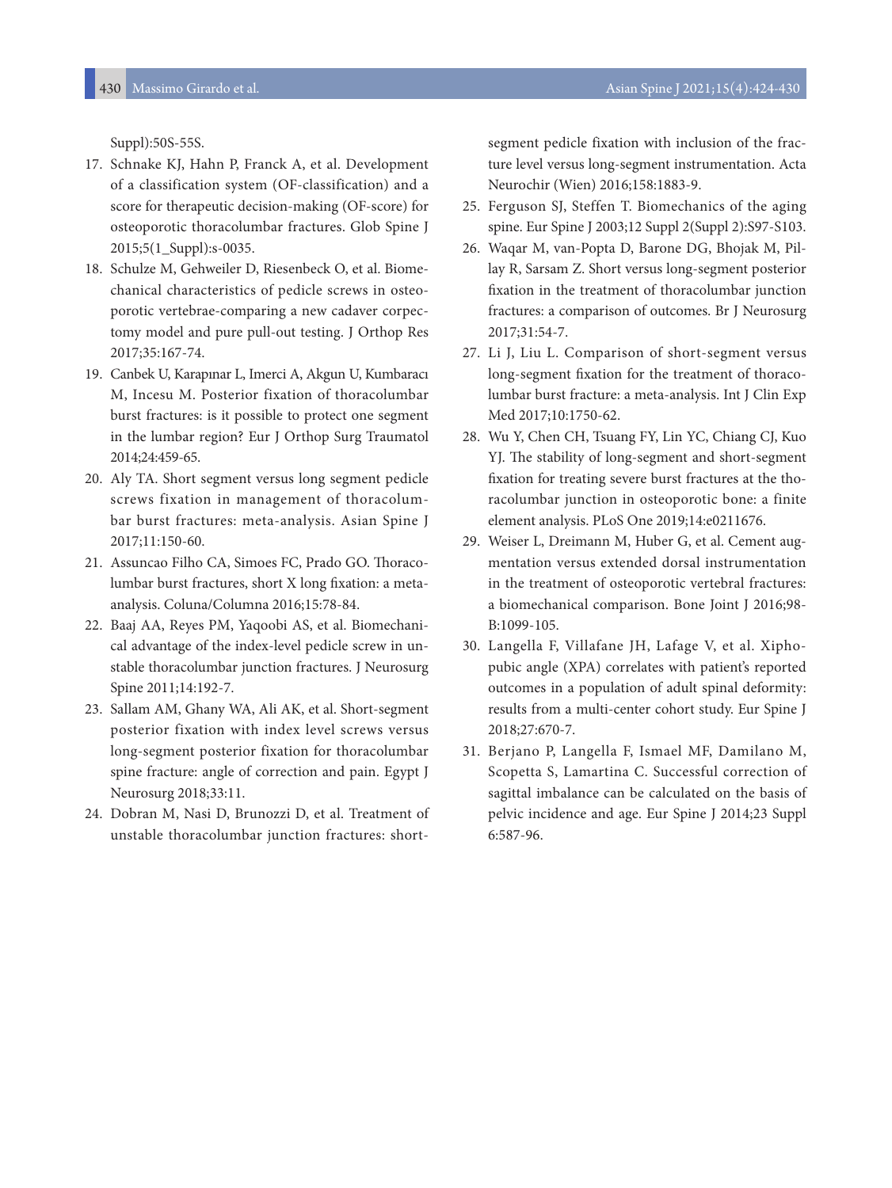Suppl):50S-55S.

17. Schnake KJ, Hahn P, Franck A, et al. Development of a classification system (OF-classification) and a score for therapeutic decision-making (OF-score) for osteoporotic thoracolumbar fractures. Glob Spine J 2015;5(1_Suppl):s-0035.
18. Schulze M, Gehweiler D, Riesenbeck O, et al. Biomechanical characteristics of pedicle screws in osteoporotic vertebrae-comparing a new cadaver corpectomy model and pure pull-out testing. J Orthop Res 2017;35:167-74.
19. Canbek U, Karapınar L, Imerci A, Akgun U, Kumbaracı M, Incesu M. Posterior fixation of thoracolumbar burst fractures: is it possible to protect one segment in the lumbar region? Eur J Orthop Surg Traumatol 2014;24:459-65.
20. Aly TA. Short segment versus long segment pedicle screws fixation in management of thoracolumbar burst fractures: meta-analysis. Asian Spine J 2017;11:150-60.
21. Assuncao Filho CA, Simoes FC, Prado GO. Thoracolumbar burst fractures, short X long fixation: a meta-analysis. Coluna/Columna 2016;15:78-84.
22. Baaj AA, Reyes PM, Yaqoobi AS, et al. Biomechanical advantage of the index-level pedicle screw in unstable thoracolumbar junction fractures. J Neurosurg Spine 2011;14:192-7.
23. Sallam AM, Ghany WA, Ali AK, et al. Short-segment posterior fixation with index level screws versus long-segment posterior fixation for thoracolumbar spine fracture: angle of correction and pain. Egypt J Neurosurg 2018;33:11.
24. Dobran M, Nasi D, Brunozzi D, et al. Treatment of unstable thoracolumbar junction fractures: short-segment pedicle fixation with inclusion of the fracture level versus long-segment instrumentation. Acta Neurochir (Wien) 2016;158:1883-9.
25. Ferguson SJ, Steffen T. Biomechanics of the aging spine. Eur Spine J 2003;12 Suppl 2(Suppl 2):S97-S103.
26. Waqar M, van-Popta D, Barone DG, Bhojak M, Pillay R, Sarsam Z. Short versus long-segment posterior fixation in the treatment of thoracolumbar junction fractures: a comparison of outcomes. Br J Neurosurg 2017;31:54-7.
27. Li J, Liu L. Comparison of short-segment versus long-segment fixation for the treatment of thoracolumbar burst fracture: a meta-analysis. Int J Clin Exp Med 2017;10:1750-62.
28. Wu Y, Chen CH, Tsuang FY, Lin YC, Chiang CJ, Kuo YJ. The stability of long-segment and short-segment fixation for treating severe burst fractures at the thoracolumbar junction in osteoporotic bone: a finite element analysis. PLoS One 2019;14:e0211676.
29. Weiser L, Dreimann M, Huber G, et al. Cement augmentation versus extended dorsal instrumentation in the treatment of osteoporotic vertebral fractures: a biomechanical comparison. Bone Joint J 2016;98-B:1099-105.
30. Langella F, Villafane JH, Lafage V, et al. Xiphopubic angle (XPA) correlates with patient's reported outcomes in a population of adult spinal deformity: results from a multi-center cohort study. Eur Spine J 2018;27:670-7.
31. Berjano P, Langella F, Ismael MF, Damilano M, Scopetta S, Lamartina C. Successful correction of sagittal imbalance can be calculated on the basis of pelvic incidence and age. Eur Spine J 2014;23 Suppl 6:587-96.